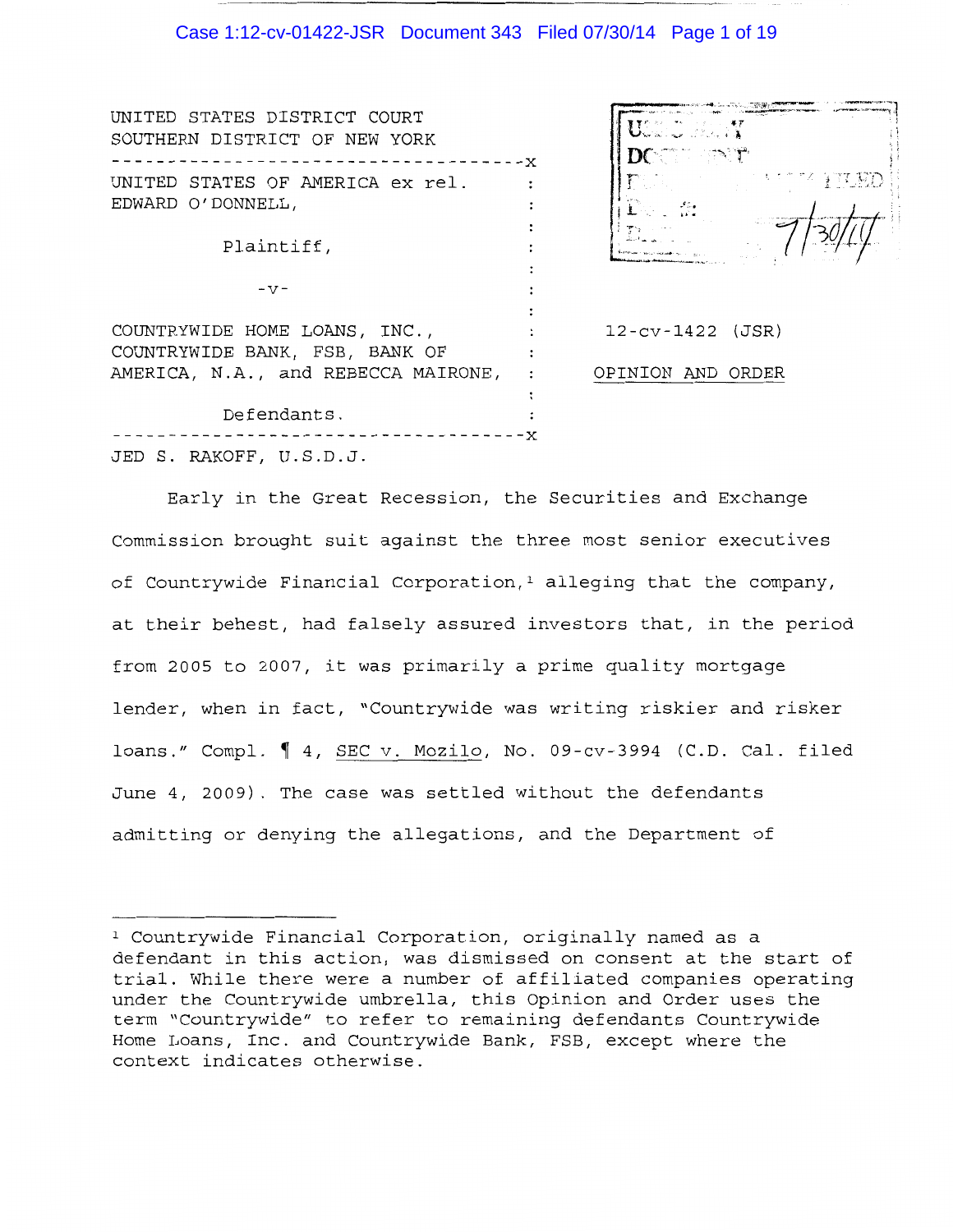UNITED STATES DISTRICT COURT
SOUTHERN DISTRICT OF NEW YORK

UNITED STATES OF AMERICA ex rel. EDWARD O'DONNELL,

Plaintiff,

-v-

COUNTRYWIDE HOME LOANS, INC., COUNTRYWIDE BANK, FSB, BANK OF AMERICA, N.A., and REBECCA MAIRONE,

Defendants.

12-cv-1422 (JSR)

OPINION AND ORDER

JED S. RAKOFF, U.S.D.J.

Early in the Great Recession, the Securities and Exchange Commission brought suit against the three most senior executives of Countrywide Financial Corporation,[1] alleging that the company, at their behest, had falsely assured investors that, in the period from 2005 to 2007, it was primarily a prime quality mortgage lender, when in fact, "Countrywide was writing riskier and risker loans." Compl. ¶ 4, SEC v. Mozilo, No. 09-cv-3994 (C.D. Cal. filed June 4, 2009). The case was settled without the defendants admitting or denying the allegations, and the Department of

[1] Countrywide Financial Corporation, originally named as a defendant in this action, was dismissed on consent at the start of trial. While there were a number of affiliated companies operating under the Countrywide umbrella, this Opinion and Order uses the term "Countrywide" to refer to remaining defendants Countrywide Home Loans, Inc. and Countrywide Bank, FSB, except where the context indicates otherwise.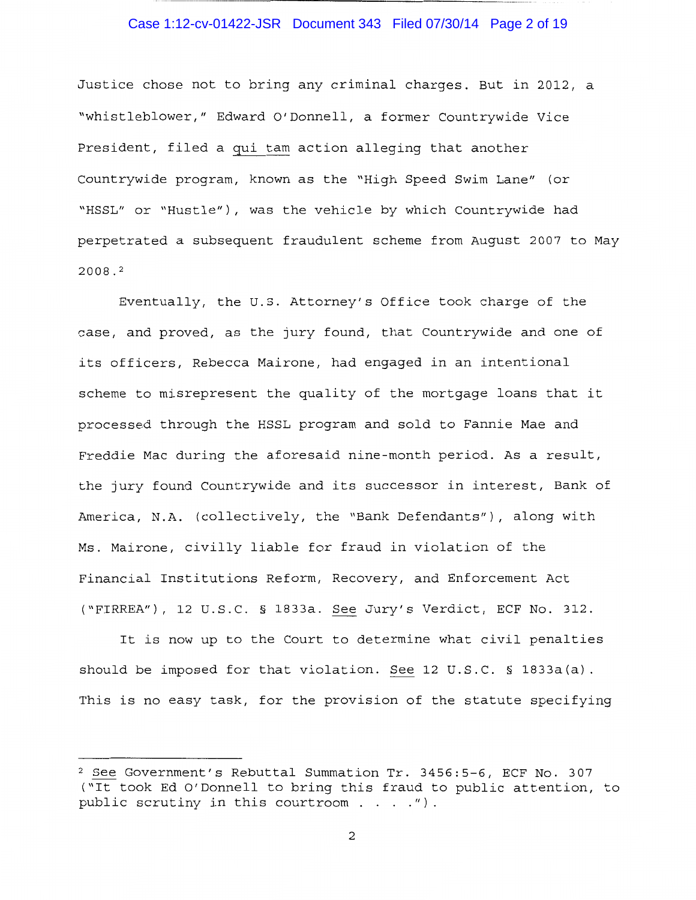Justice chose not to bring any criminal charges. But in 2012, a "whistleblower," Edward O'Donnell, a former Countrywide Vice President, filed a qui tam action alleging that another Countrywide program, known as the "High Speed Swim Lane" (or "HSSL" or "Hustle"), was the vehicle by which Countrywide had perpetrated a subsequent fraudulent scheme from August 2007 to May 2008.[2]

Eventually, the U.S. Attorney's Office took charge of the case, and proved, as the jury found, that Countrywide and one of its officers, Rebecca Mairone, had engaged in an intentional scheme to misrepresent the quality of the mortgage loans that it processed through the HSSL program and sold to Fannie Mae and Freddie Mac during the aforesaid nine-month period. As a result, the jury found Countrywide and its successor in interest, Bank of America, N.A. (collectively, the "Bank Defendants"), along with Ms. Mairone, civilly liable for fraud in violation of the Financial Institutions Reform, Recovery, and Enforcement Act ("FIRREA"), 12 U.S.C. § 1833a. See Jury's Verdict, ECF No. 312.

It is now up to the Court to determine what civil penalties should be imposed for that violation. See 12 U.S.C. § 1833a(a). This is no easy task, for the provision of the statute specifying

---

[2] See Government's Rebuttal Summation Tr. 3456:5-6, ECF No. 307 ("It took Ed O'Donnell to bring this fraud to public attention, to public scrutiny in this courtroom . . . .").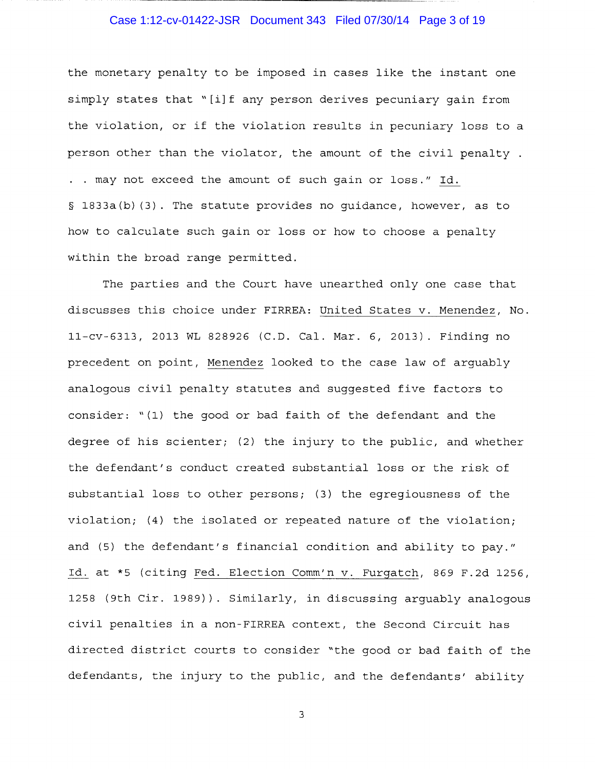the monetary penalty to be imposed in cases like the instant one simply states that "[i]f any person derives pecuniary gain from the violation, or if the violation results in pecuniary loss to a person other than the violator, the amount of the civil penalty . . . may not exceed the amount of such gain or loss." Id. § 1833a(b)(3). The statute provides no guidance, however, as to how to calculate such gain or loss or how to choose a penalty within the broad range permitted.

The parties and the Court have unearthed only one case that discusses this choice under FIRREA: United States v. Menendez, No. 11-cv-6313, 2013 WL 828926 (C.D. Cal. Mar. 6, 2013). Finding no precedent on point, Menendez looked to the case law of arguably analogous civil penalty statutes and suggested five factors to consider: "(1) the good or bad faith of the defendant and the degree of his scienter; (2) the injury to the public, and whether the defendant's conduct created substantial loss or the risk of substantial loss to other persons; (3) the egregiousness of the violation; (4) the isolated or repeated nature of the violation; and (5) the defendant's financial condition and ability to pay." Id. at *5 (citing Fed. Election Comm'n v. Furgatch, 869 F.2d 1256, 1258 (9th Cir. 1989)). Similarly, in discussing arguably analogous civil penalties in a non-FIRREA context, the Second Circuit has directed district courts to consider "the good or bad faith of the defendants, the injury to the public, and the defendants' ability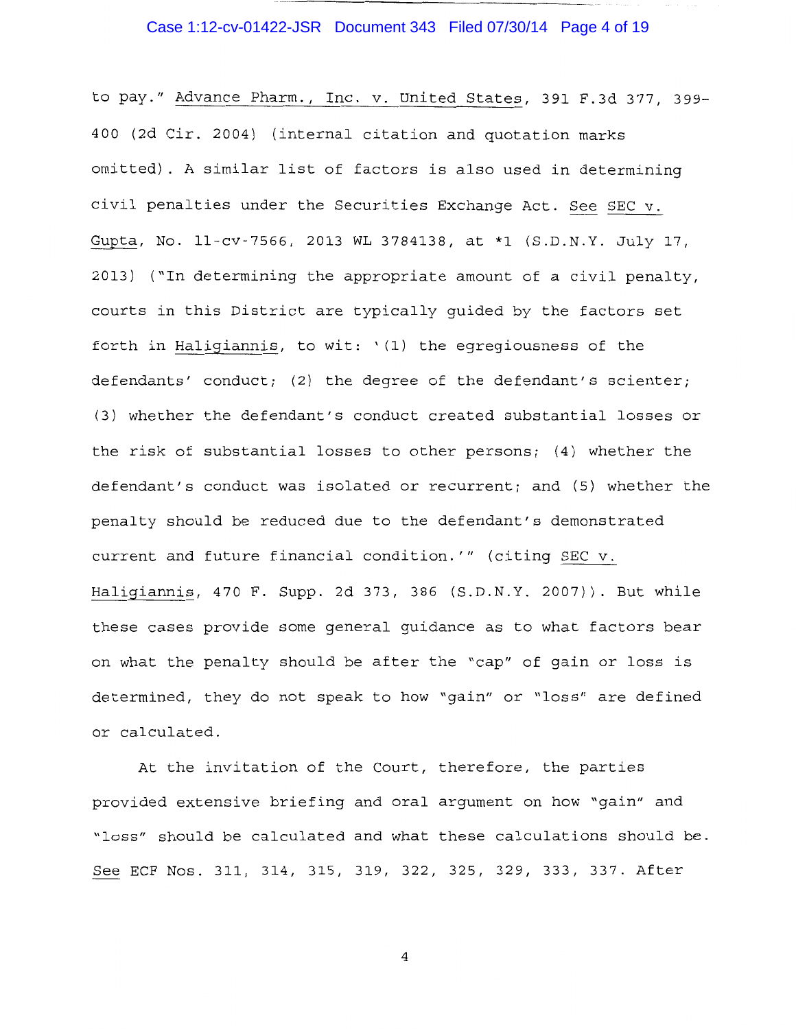to pay." Advance Pharm., Inc. v. United States, 391 F.3d 377, 399-400 (2d Cir. 2004) (internal citation and quotation marks omitted). A similar list of factors is also used in determining civil penalties under the Securities Exchange Act. See SEC v. Gupta, No. 11-cv-7566, 2013 WL 3784138, at *1 (S.D.N.Y. July 17, 2013) ("In determining the appropriate amount of a civil penalty, courts in this District are typically guided by the factors set forth in Haligiannis, to wit: '(1) the egregiousness of the defendants' conduct; (2) the degree of the defendant's scienter; (3) whether the defendant's conduct created substantial losses or the risk of substantial losses to other persons; (4) whether the defendant's conduct was isolated or recurrent; and (5) whether the penalty should be reduced due to the defendant's demonstrated current and future financial condition.'" (citing SEC v. Haligiannis, 470 F. Supp. 2d 373, 386 (S.D.N.Y. 2007)). But while these cases provide some general guidance as to what factors bear on what the penalty should be after the "cap" of gain or loss is determined, they do not speak to how "gain" or "loss" are defined or calculated.

At the invitation of the Court, therefore, the parties provided extensive briefing and oral argument on how "gain" and "loss" should be calculated and what these calculations should be. See ECF Nos. 311, 314, 315, 319, 322, 325, 329, 333, 337. After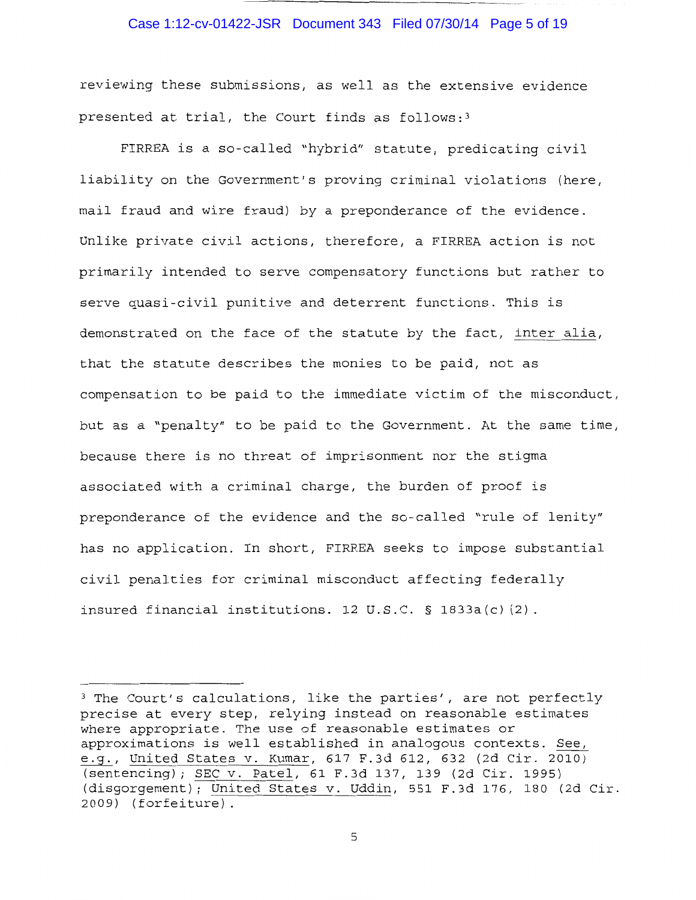reviewing these submissions, as well as the extensive evidence presented at trial, the Court finds as follows:[3]

FIRREA is a so-called "hybrid" statute, predicating civil liability on the Government's proving criminal violations (here, mail fraud and wire fraud) by a preponderance of the evidence. Unlike private civil actions, therefore, a FIRREA action is not primarily intended to serve compensatory functions but rather to serve quasi-civil punitive and deterrent functions. This is demonstrated on the face of the statute by the fact, _inter alia_, that the statute describes the monies to be paid, not as compensation to be paid to the immediate victim of the misconduct, but as a "penalty" to be paid to the Government. At the same time, because there is no threat of imprisonment nor the stigma associated with a criminal charge, the burden of proof is preponderance of the evidence and the so-called "rule of lenity" has no application. In short, FIRREA seeks to impose substantial civil penalties for criminal misconduct affecting federally insured financial institutions. 12 U.S.C. § 1833a(c)(2).

---

[3] The Court's calculations, like the parties', are not perfectly precise at every step, relying instead on reasonable estimates where appropriate. The use of reasonable estimates or approximations is well established in analogous contexts. _See, e.g._, _United States v. Kumar_, 617 F.3d 612, 632 (2d Cir. 2010) (sentencing); _SEC v. Patel_, 61 F.3d 137, 139 (2d Cir. 1995) (disgorgement); _United States v. Uddin_, 551 F.3d 176, 180 (2d Cir. 2009) (forfeiture).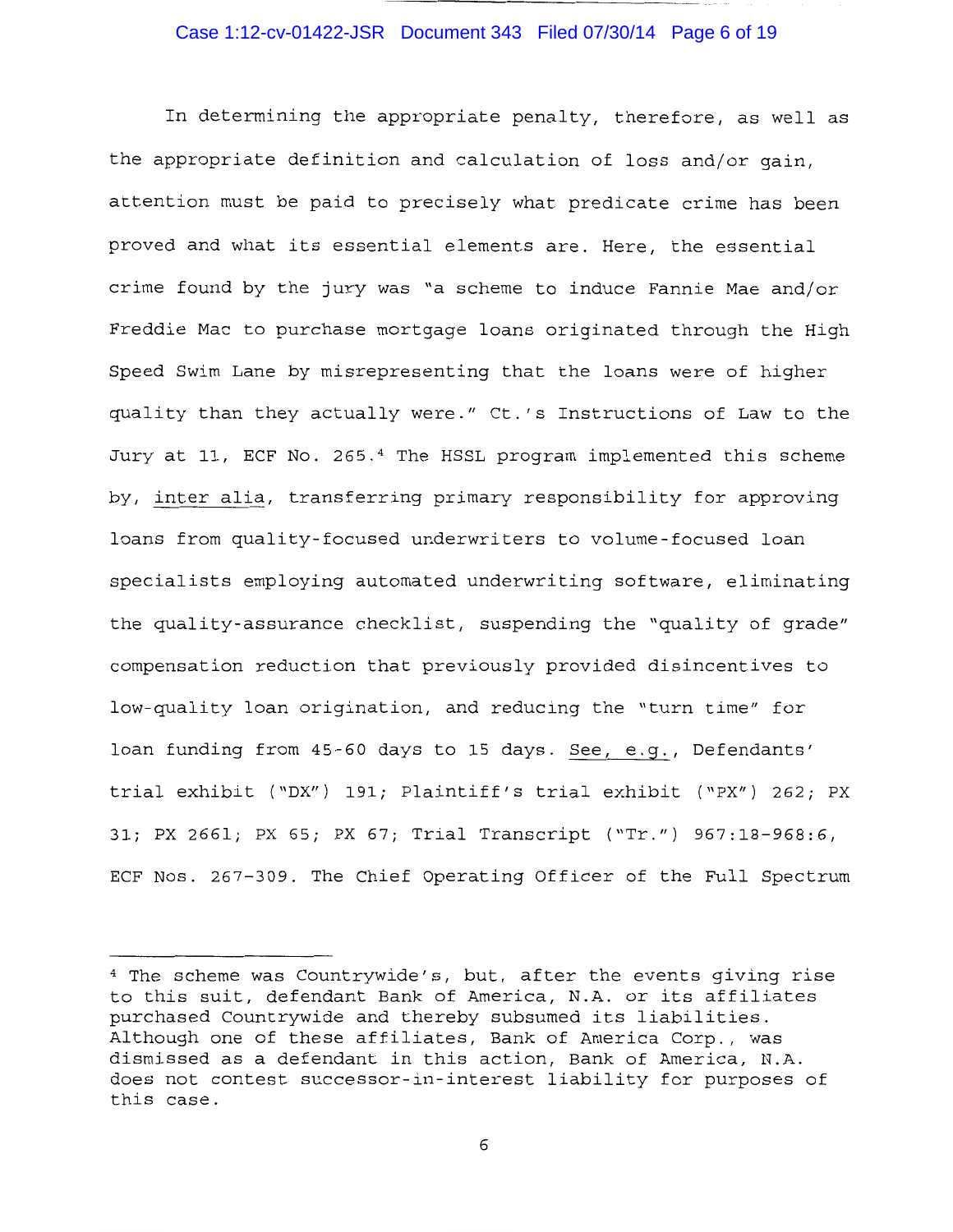In determining the appropriate penalty, therefore, as well as the appropriate definition and calculation of loss and/or gain, attention must be paid to precisely what predicate crime has been proved and what its essential elements are. Here, the essential crime found by the jury was "a scheme to induce Fannie Mae and/or Freddie Mac to purchase mortgage loans originated through the High Speed Swim Lane by misrepresenting that the loans were of higher quality than they actually were." Ct.'s Instructions of Law to the Jury at 11, ECF No. 265.[4] The HSSL program implemented this scheme by, inter alia, transferring primary responsibility for approving loans from quality-focused underwriters to volume-focused loan specialists employing automated underwriting software, eliminating the quality-assurance checklist, suspending the "quality of grade" compensation reduction that previously provided disincentives to low-quality loan origination, and reducing the "turn time" for loan funding from 45-60 days to 15 days. See, e.g., Defendants' trial exhibit ("DX") 191; Plaintiff's trial exhibit ("PX") 262; PX 31; PX 2661; PX 65; PX 67; Trial Transcript ("Tr.") 967:18-968:6, ECF Nos. 267-309. The Chief Operating Officer of the Full Spectrum

---

[4] The scheme was Countrywide's, but, after the events giving rise to this suit, defendant Bank of America, N.A. or its affiliates purchased Countrywide and thereby subsumed its liabilities. Although one of these affiliates, Bank of America Corp., was dismissed as a defendant in this action, Bank of America, N.A. does not contest successor-in-interest liability for purposes of this case.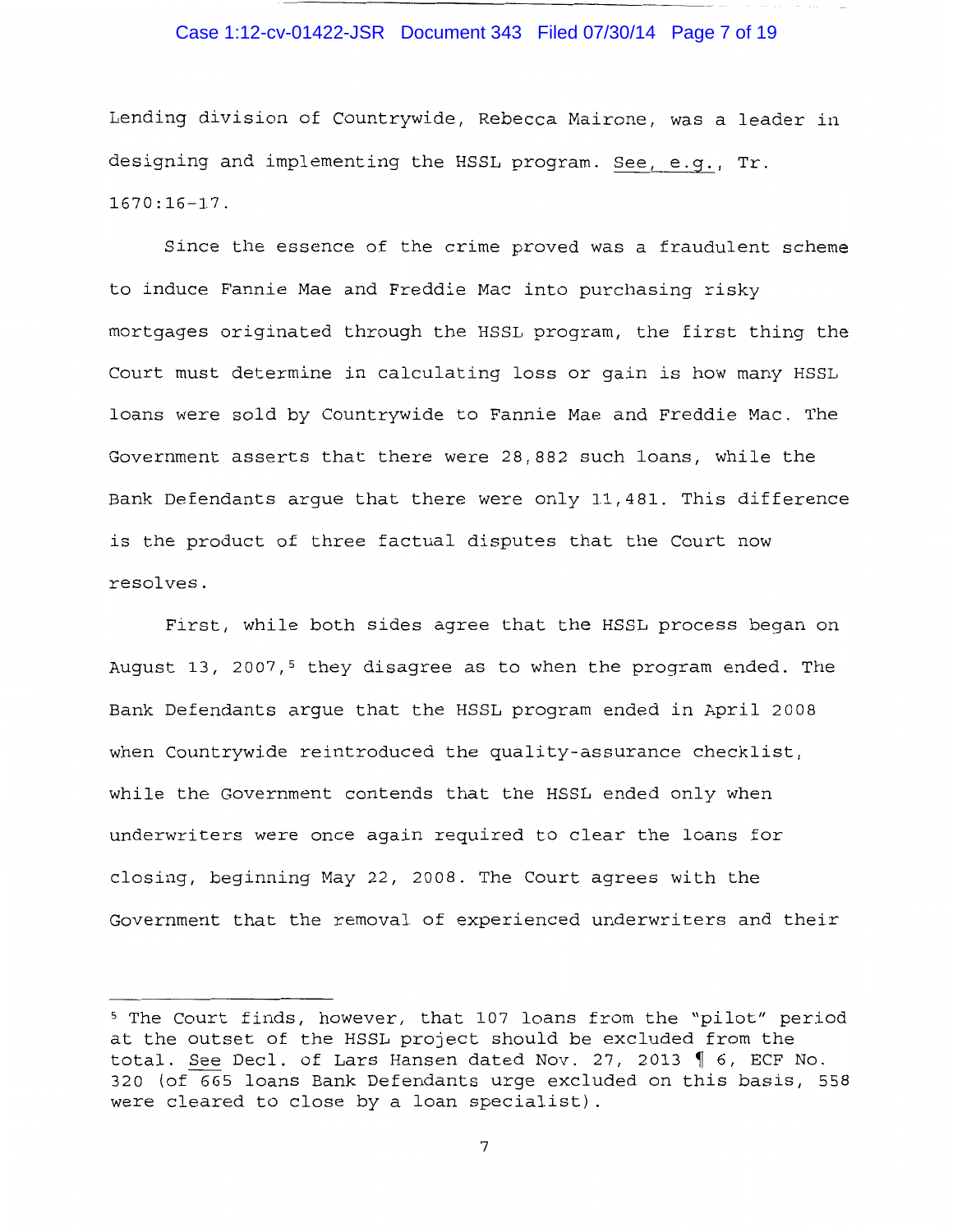Lending division of Countrywide, Rebecca Mairone, was a leader in designing and implementing the HSSL program. See, e.g., Tr. 1670:16-17.

Since the essence of the crime proved was a fraudulent scheme to induce Fannie Mae and Freddie Mac into purchasing risky mortgages originated through the HSSL program, the first thing the Court must determine in calculating loss or gain is how many HSSL loans were sold by Countrywide to Fannie Mae and Freddie Mac. The Government asserts that there were 28,882 such loans, while the Bank Defendants argue that there were only 11,481. This difference is the product of three factual disputes that the Court now resolves.

First, while both sides agree that the HSSL process began on August 13, 2007,[5] they disagree as to when the program ended. The Bank Defendants argue that the HSSL program ended in April 2008 when Countrywide reintroduced the quality-assurance checklist, while the Government contends that the HSSL ended only when underwriters were once again required to clear the loans for closing, beginning May 22, 2008. The Court agrees with the Government that the removal of experienced underwriters and their

---

[5] The Court finds, however, that 107 loans from the "pilot" period at the outset of the HSSL project should be excluded from the total. See Decl. of Lars Hansen dated Nov. 27, 2013 ¶ 6, ECF No. 320 (of 665 loans Bank Defendants urge excluded on this basis, 558 were cleared to close by a loan specialist).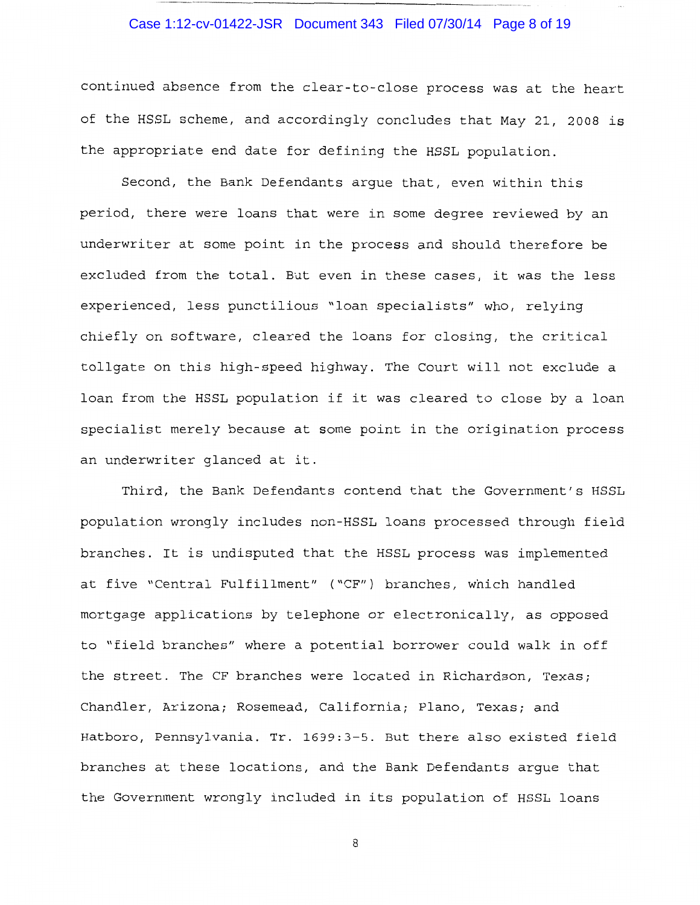continued absence from the clear-to-close process was at the heart of the HSSL scheme, and accordingly concludes that May 21, 2008 is the appropriate end date for defining the HSSL population.

Second, the Bank Defendants argue that, even within this period, there were loans that were in some degree reviewed by an underwriter at some point in the process and should therefore be excluded from the total. But even in these cases, it was the less experienced, less punctilious "loan specialists" who, relying chiefly on software, cleared the loans for closing, the critical tollgate on this high-speed highway. The Court will not exclude a loan from the HSSL population if it was cleared to close by a loan specialist merely because at some point in the origination process an underwriter glanced at it.

Third, the Bank Defendants contend that the Government's HSSL population wrongly includes non-HSSL loans processed through field branches. It is undisputed that the HSSL process was implemented at five "Central Fulfillment" ("CF") branches, which handled mortgage applications by telephone or electronically, as opposed to "field branches" where a potential borrower could walk in off the street. The CF branches were located in Richardson, Texas; Chandler, Arizona; Rosemead, California; Plano, Texas; and Hatboro, Pennsylvania. Tr. 1699:3-5. But there also existed field branches at these locations, and the Bank Defendants argue that the Government wrongly included in its population of HSSL loans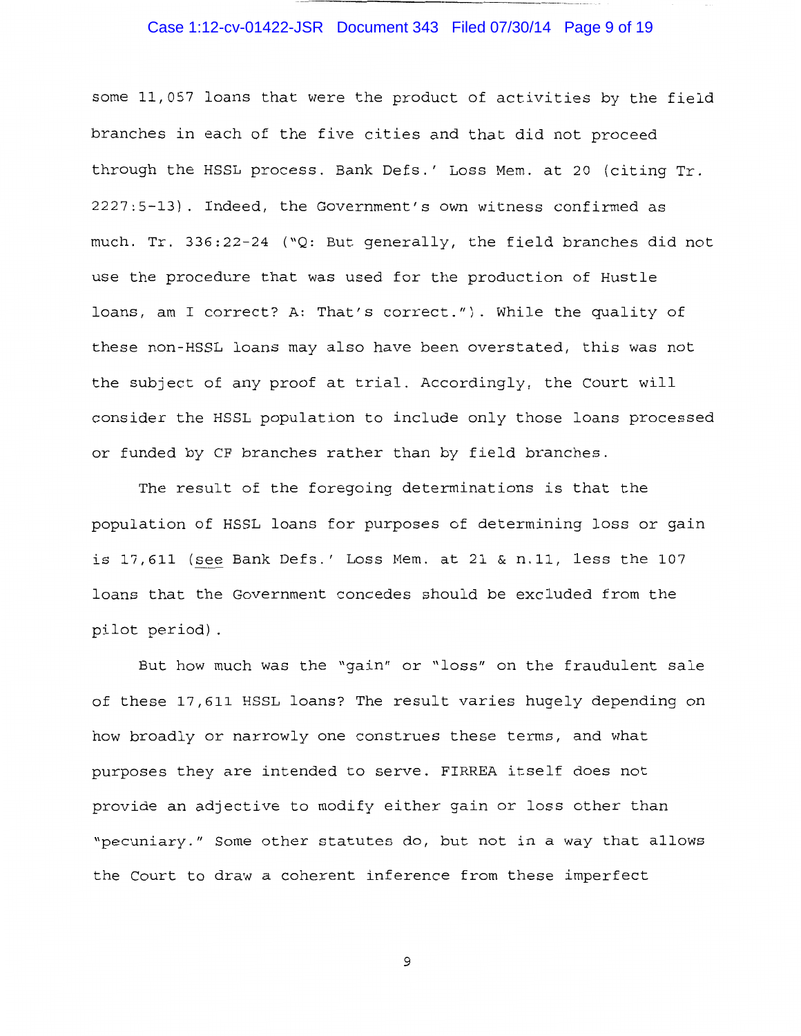some 11,057 loans that were the product of activities by the field branches in each of the five cities and that did not proceed through the HSSL process. Bank Defs.' Loss Mem. at 20 (citing Tr. 2227:5-13). Indeed, the Government's own witness confirmed as much. Tr. 336:22-24 ("Q: But generally, the field branches did not use the procedure that was used for the production of Hustle loans, am I correct? A: That's correct."). While the quality of these non-HSSL loans may also have been overstated, this was not the subject of any proof at trial. Accordingly, the Court will consider the HSSL population to include only those loans processed or funded by CF branches rather than by field branches.

The result of the foregoing determinations is that the population of HSSL loans for purposes of determining loss or gain is 17,611 (see Bank Defs.' Loss Mem. at 21 & n.11, less the 107 loans that the Government concedes should be excluded from the pilot period).

But how much was the "gain" or "loss" on the fraudulent sale of these 17,611 HSSL loans? The result varies hugely depending on how broadly or narrowly one construes these terms, and what purposes they are intended to serve. FIRREA itself does not provide an adjective to modify either gain or loss other than "pecuniary." Some other statutes do, but not in a way that allows the Court to draw a coherent inference from these imperfect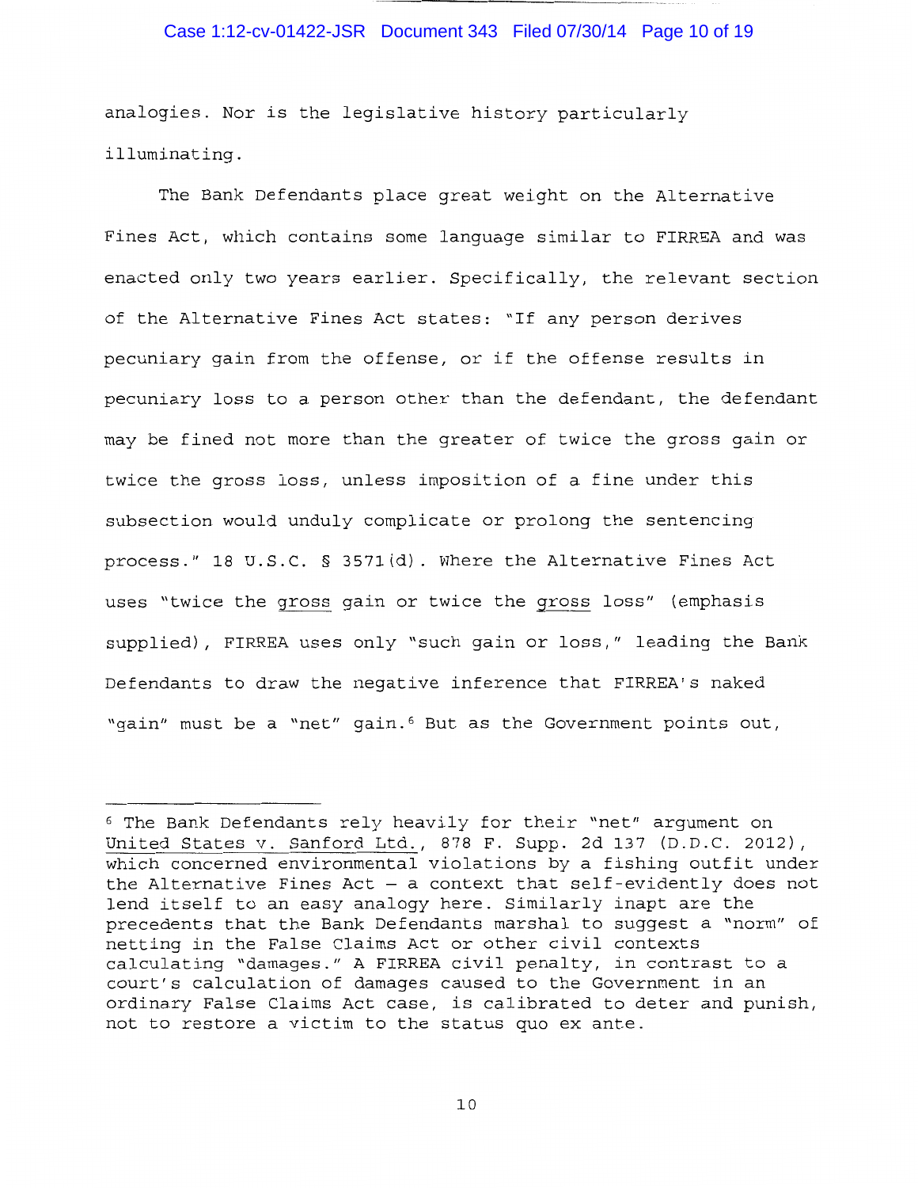analogies. Nor is the legislative history particularly illuminating.

The Bank Defendants place great weight on the Alternative Fines Act, which contains some language similar to FIRREA and was enacted only two years earlier. Specifically, the relevant section of the Alternative Fines Act states: "If any person derives pecuniary gain from the offense, or if the offense results in pecuniary loss to a person other than the defendant, the defendant may be fined not more than the greater of twice the gross gain or twice the gross loss, unless imposition of a fine under this subsection would unduly complicate or prolong the sentencing process." 18 U.S.C. § 3571(d). Where the Alternative Fines Act uses "twice the <u>gross</u> gain or twice the <u>gross</u> loss" (emphasis supplied), FIRREA uses only "such gain or loss," leading the Bank Defendants to draw the negative inference that FIRREA's naked "gain" must be a "net" gain.[6] But as the Government points out,

---

[6] The Bank Defendants rely heavily for their "net" argument on <u>United States v. Sanford Ltd.</u>, 878 F. Supp. 2d 137 (D.D.C. 2012), which concerned environmental violations by a fishing outfit under the Alternative Fines Act – a context that self-evidently does not lend itself to an easy analogy here. Similarly inapt are the precedents that the Bank Defendants marshal to suggest a "norm" of netting in the False Claims Act or other civil contexts calculating "damages." A FIRREA civil penalty, in contrast to a court's calculation of damages caused to the Government in an ordinary False Claims Act case, is calibrated to deter and punish, not to restore a victim to the status quo ex ante.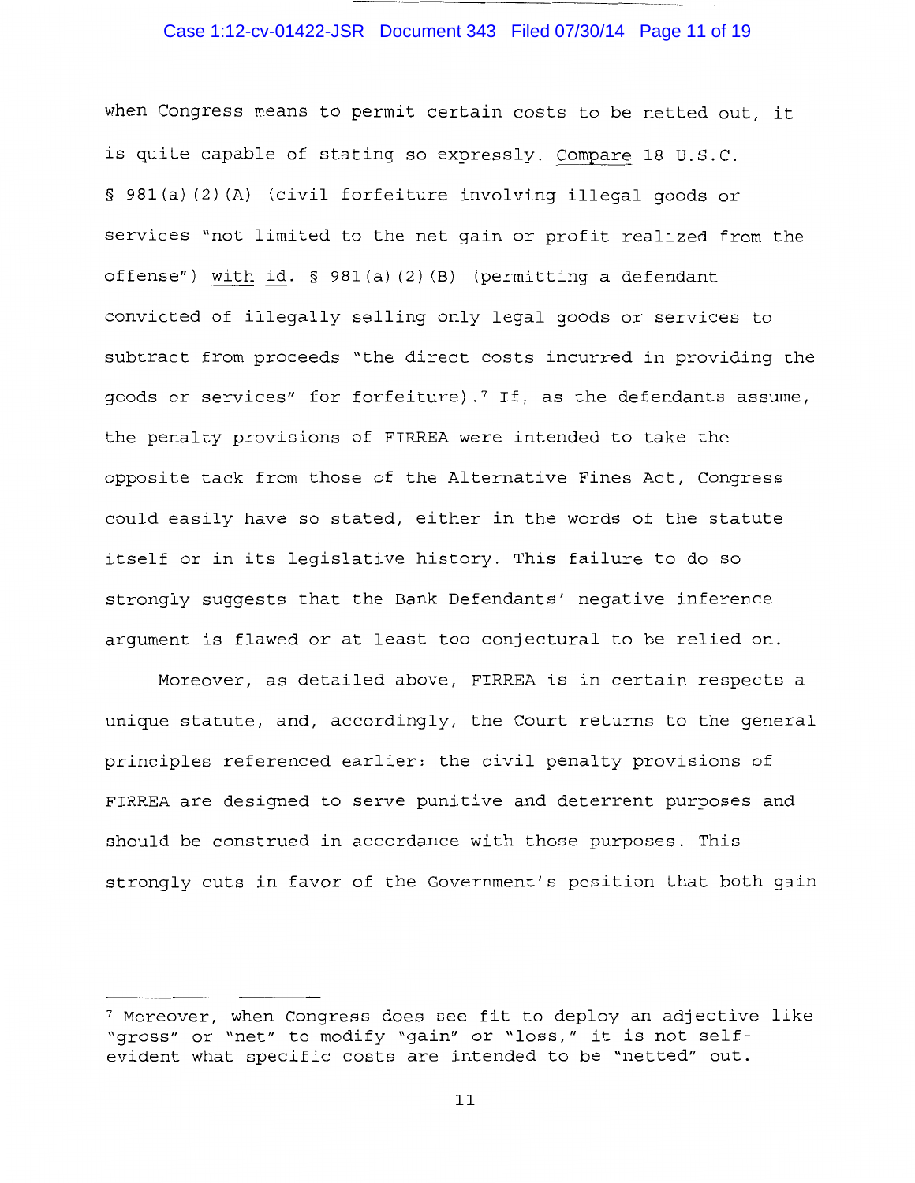when Congress means to permit certain costs to be netted out, it is quite capable of stating so expressly. Compare 18 U.S.C. § 981(a)(2)(A) (civil forfeiture involving illegal goods or services "not limited to the net gain or profit realized from the offense") with id. § 981(a)(2)(B) (permitting a defendant convicted of illegally selling only legal goods or services to subtract from proceeds "the direct costs incurred in providing the goods or services" for forfeiture).[7] If, as the defendants assume, the penalty provisions of FIRREA were intended to take the opposite tack from those of the Alternative Fines Act, Congress could easily have so stated, either in the words of the statute itself or in its legislative history. This failure to do so strongly suggests that the Bank Defendants' negative inference argument is flawed or at least too conjectural to be relied on.

Moreover, as detailed above, FIRREA is in certain respects a unique statute, and, accordingly, the Court returns to the general principles referenced earlier: the civil penalty provisions of FIRREA are designed to serve punitive and deterrent purposes and should be construed in accordance with those purposes. This strongly cuts in favor of the Government's position that both gain

---

[7] Moreover, when Congress does see fit to deploy an adjective like "gross" or "net" to modify "gain" or "loss," it is not self-evident what specific costs are intended to be "netted" out.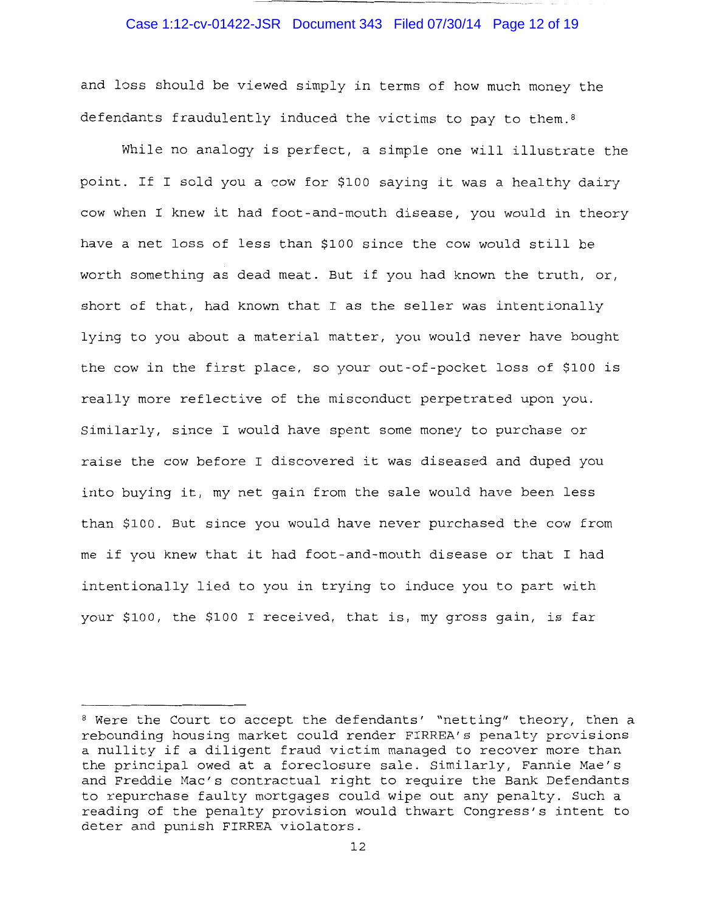and loss should be viewed simply in terms of how much money the defendants fraudulently induced the victims to pay to them.[8]

While no analogy is perfect, a simple one will illustrate the point. If I sold you a cow for $100 saying it was a healthy dairy cow when I knew it had foot-and-mouth disease, you would in theory have a net loss of less than $100 since the cow would still be worth something as dead meat. But if you had known the truth, or, short of that, had known that I as the seller was intentionally lying to you about a material matter, you would never have bought the cow in the first place, so your out-of-pocket loss of $100 is really more reflective of the misconduct perpetrated upon you. Similarly, since I would have spent some money to purchase or raise the cow before I discovered it was diseased and duped you into buying it, my net gain from the sale would have been less than $100. But since you would have never purchased the cow from me if you knew that it had foot-and-mouth disease or that I had intentionally lied to you in trying to induce you to part with your $100, the $100 I received, that is, my gross gain, is far

[8] Were the Court to accept the defendants' "netting" theory, then a rebounding housing market could render FIRREA's penalty provisions a nullity if a diligent fraud victim managed to recover more than the principal owed at a foreclosure sale. Similarly, Fannie Mae's and Freddie Mac's contractual right to require the Bank Defendants to repurchase faulty mortgages could wipe out any penalty. Such a reading of the penalty provision would thwart Congress's intent to deter and punish FIRREA violators.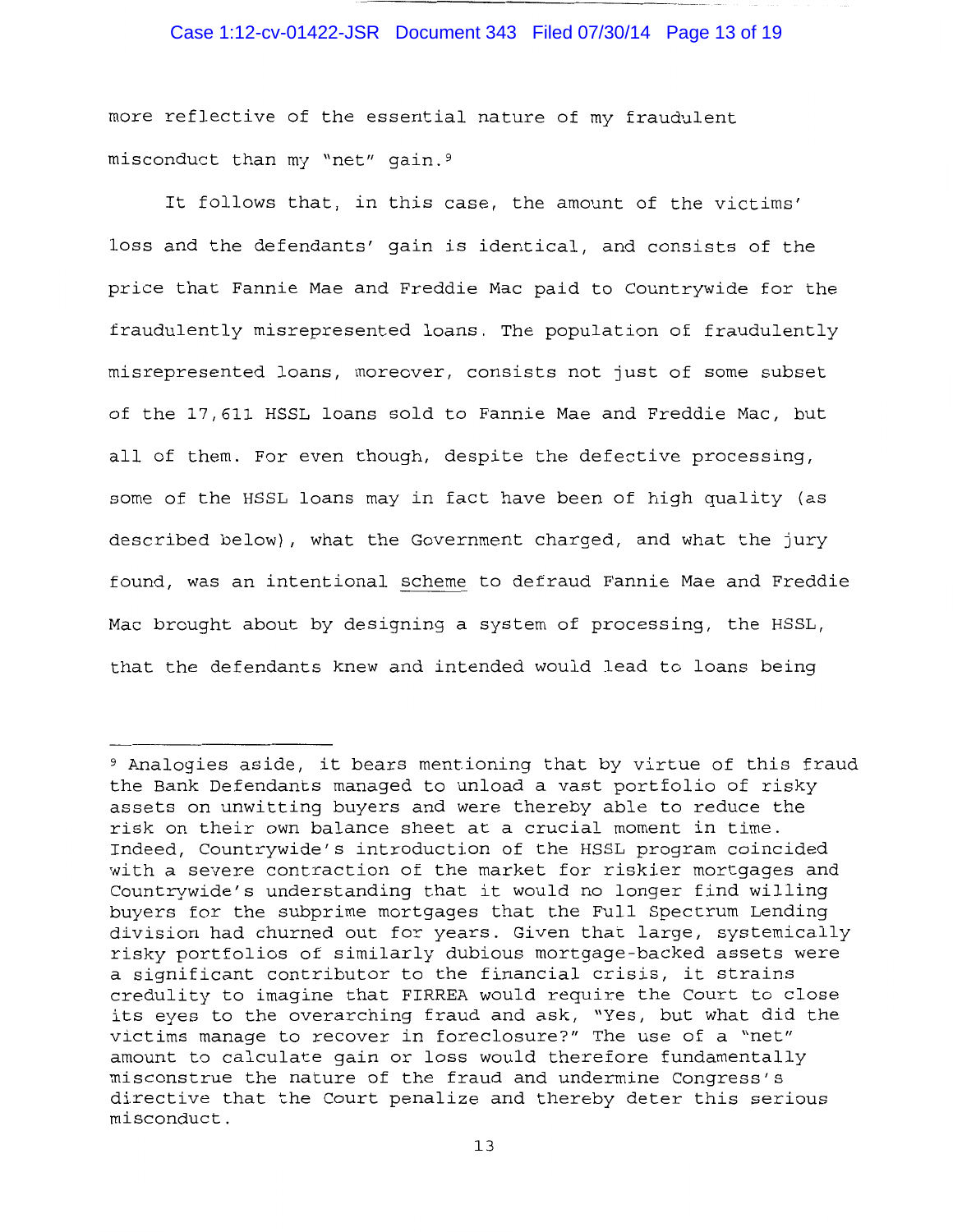more reflective of the essential nature of my fraudulent misconduct than my "net" gain.[9]

It follows that, in this case, the amount of the victims' loss and the defendants' gain is identical, and consists of the price that Fannie Mae and Freddie Mac paid to Countrywide for the fraudulently misrepresented loans. The population of fraudulently misrepresented loans, moreover, consists not just of some subset of the 17,611 HSSL loans sold to Fannie Mae and Freddie Mac, but all of them. For even though, despite the defective processing, some of the HSSL loans may in fact have been of high quality (as described below), what the Government charged, and what the jury found, was an intentional scheme to defraud Fannie Mae and Freddie Mac brought about by designing a system of processing, the HSSL, that the defendants knew and intended would lead to loans being

---

[9] Analogies aside, it bears mentioning that by virtue of this fraud the Bank Defendants managed to unload a vast portfolio of risky assets on unwitting buyers and were thereby able to reduce the risk on their own balance sheet at a crucial moment in time. Indeed, Countrywide's introduction of the HSSL program coincided with a severe contraction of the market for riskier mortgages and Countrywide's understanding that it would no longer find willing buyers for the subprime mortgages that the Full Spectrum Lending division had churned out for years. Given that large, systemically risky portfolios of similarly dubious mortgage-backed assets were a significant contributor to the financial crisis, it strains credulity to imagine that FIRREA would require the Court to close its eyes to the overarching fraud and ask, "Yes, but what did the victims manage to recover in foreclosure?" The use of a "net" amount to calculate gain or loss would therefore fundamentally misconstrue the nature of the fraud and undermine Congress's directive that the Court penalize and thereby deter this serious misconduct.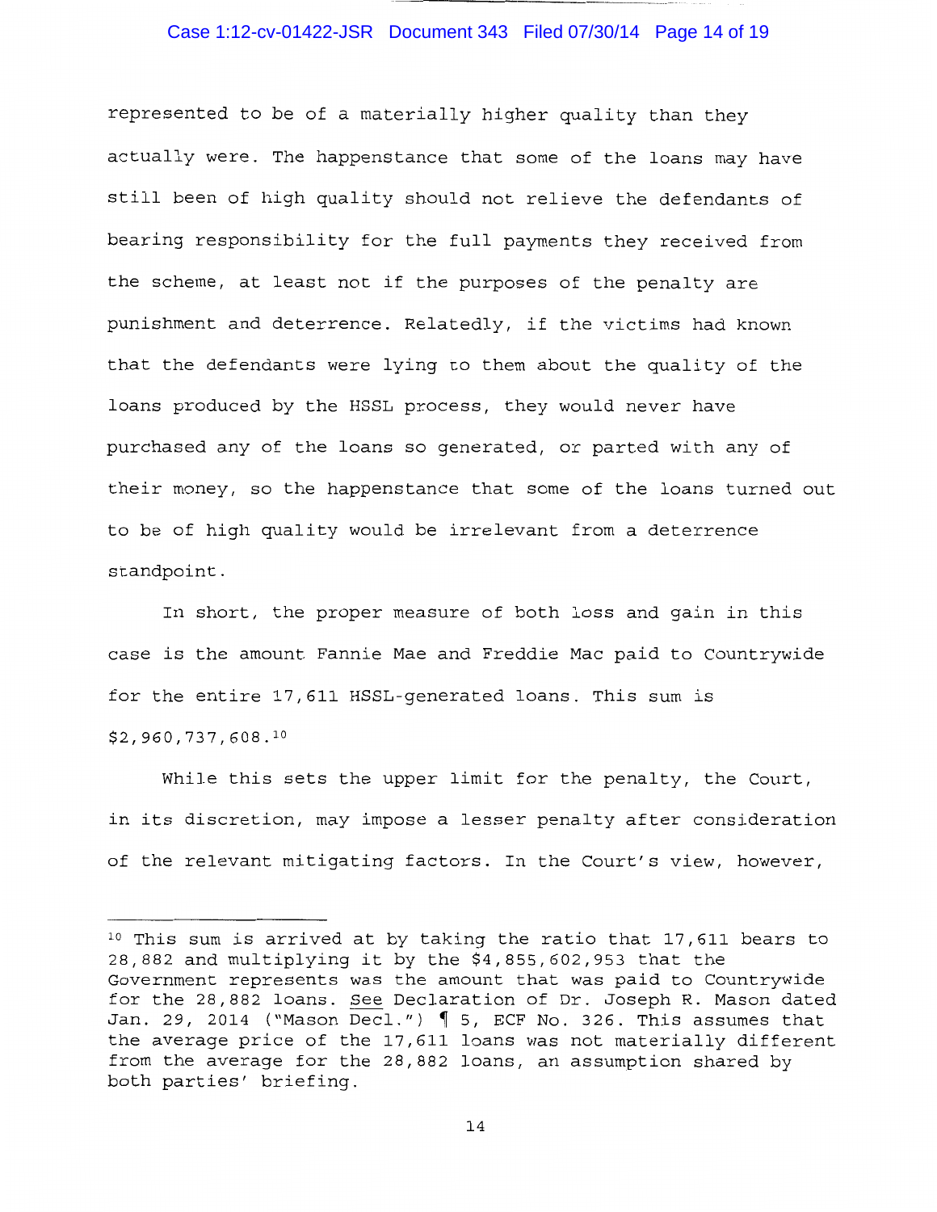represented to be of a materially higher quality than they actually were. The happenstance that some of the loans may have still been of high quality should not relieve the defendants of bearing responsibility for the full payments they received from the scheme, at least not if the purposes of the penalty are punishment and deterrence. Relatedly, if the victims had known that the defendants were lying to them about the quality of the loans produced by the HSSL process, they would never have purchased any of the loans so generated, or parted with any of their money, so the happenstance that some of the loans turned out to be of high quality would be irrelevant from a deterrence standpoint.

In short, the proper measure of both loss and gain in this case is the amount Fannie Mae and Freddie Mac paid to Countrywide for the entire 17,611 HSSL-generated loans. This sum is $2,960,737,608.[10]

While this sets the upper limit for the penalty, the Court, in its discretion, may impose a lesser penalty after consideration of the relevant mitigating factors. In the Court's view, however,

---

[10] This sum is arrived at by taking the ratio that 17,611 bears to 28,882 and multiplying it by the $4,855,602,953 that the Government represents was the amount that was paid to Countrywide for the 28,882 loans. See Declaration of Dr. Joseph R. Mason dated Jan. 29, 2014 ("Mason Decl.") ¶ 5, ECF No. 326. This assumes that the average price of the 17,611 loans was not materially different from the average for the 28,882 loans, an assumption shared by both parties' briefing.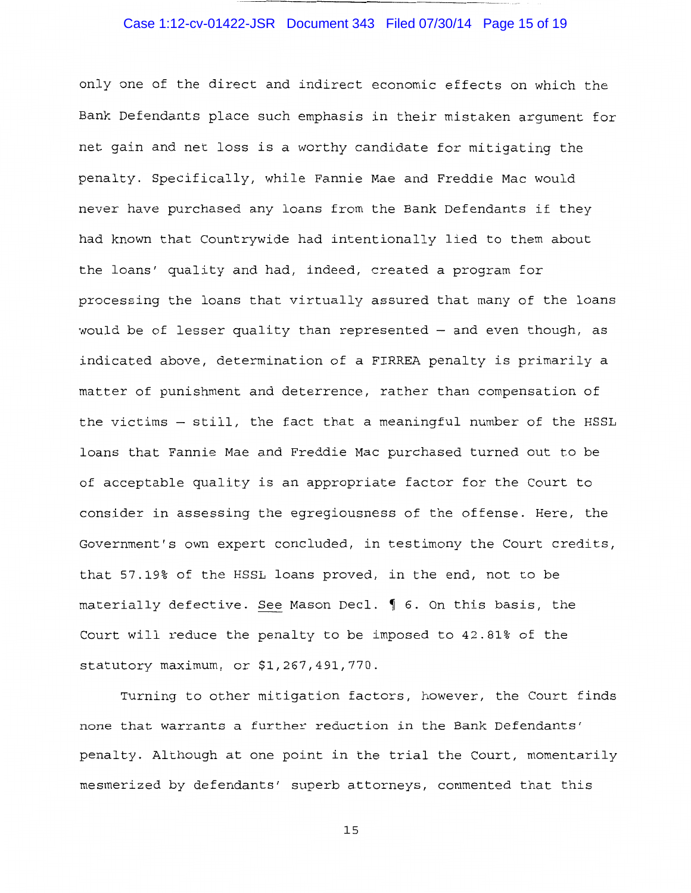only one of the direct and indirect economic effects on which the Bank Defendants place such emphasis in their mistaken argument for net gain and net loss is a worthy candidate for mitigating the penalty. Specifically, while Fannie Mae and Freddie Mac would never have purchased any loans from the Bank Defendants if they had known that Countrywide had intentionally lied to them about the loans' quality and had, indeed, created a program for processing the loans that virtually assured that many of the loans would be of lesser quality than represented – and even though, as indicated above, determination of a FIRREA penalty is primarily a matter of punishment and deterrence, rather than compensation of the victims – still, the fact that a meaningful number of the HSSL loans that Fannie Mae and Freddie Mac purchased turned out to be of acceptable quality is an appropriate factor for the Court to consider in assessing the egregiousness of the offense. Here, the Government's own expert concluded, in testimony the Court credits, that 57.19% of the HSSL loans proved, in the end, not to be materially defective. See Mason Decl. ¶ 6. On this basis, the Court will reduce the penalty to be imposed to 42.81% of the statutory maximum, or $1,267,491,770.

Turning to other mitigation factors, however, the Court finds none that warrants a further reduction in the Bank Defendants' penalty. Although at one point in the trial the Court, momentarily mesmerized by defendants' superb attorneys, commented that this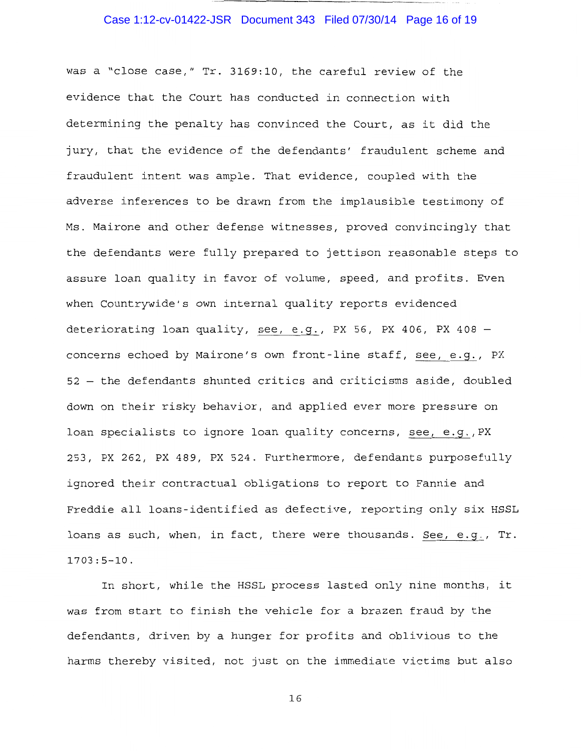was a "close case," Tr. 3169:10, the careful review of the evidence that the Court has conducted in connection with determining the penalty has convinced the Court, as it did the jury, that the evidence of the defendants' fraudulent scheme and fraudulent intent was ample. That evidence, coupled with the adverse inferences to be drawn from the implausible testimony of Ms. Mairone and other defense witnesses, proved convincingly that the defendants were fully prepared to jettison reasonable steps to assure loan quality in favor of volume, speed, and profits. Even when Countrywide's own internal quality reports evidenced deteriorating loan quality, _see, e.g._, PX 56, PX 406, PX 408 – concerns echoed by Mairone's own front-line staff, _see, e.g._, PX 52 – the defendants shunted critics and criticisms aside, doubled down on their risky behavior, and applied ever more pressure on loan specialists to ignore loan quality concerns, _see, e.g._, PX 253, PX 262, PX 489, PX 524. Furthermore, defendants purposefully ignored their contractual obligations to report to Fannie and Freddie all loans-identified as defective, reporting only six HSSL loans as such, when, in fact, there were thousands. _See, e.g._, Tr. 1703:5-10.

In short, while the HSSL process lasted only nine months, it was from start to finish the vehicle for a brazen fraud by the defendants, driven by a hunger for profits and oblivious to the harms thereby visited, not just on the immediate victims but also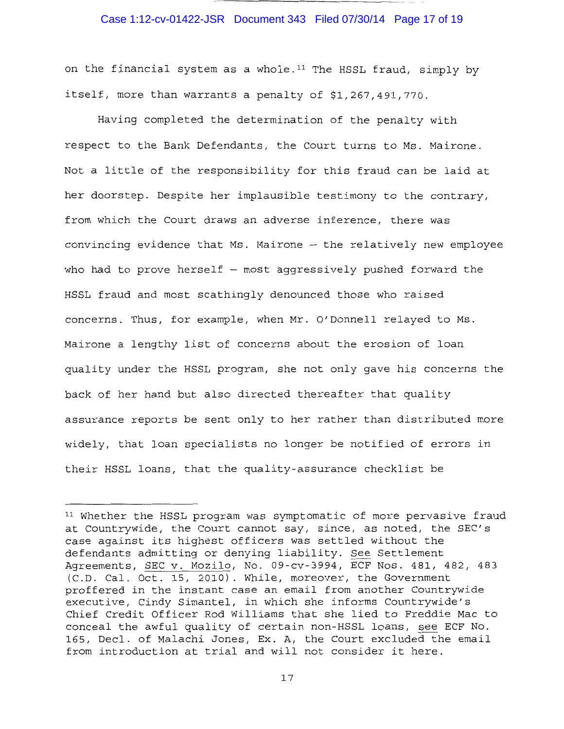on the financial system as a whole.[11] The HSSL fraud, simply by itself, more than warrants a penalty of $1,267,491,770.

Having completed the determination of the penalty with respect to the Bank Defendants, the Court turns to Ms. Mairone. Not a little of the responsibility for this fraud can be laid at her doorstep. Despite her implausible testimony to the contrary, from which the Court draws an adverse inference, there was convincing evidence that Ms. Mairone -- the relatively new employee who had to prove herself – most aggressively pushed forward the HSSL fraud and most scathingly denounced those who raised concerns. Thus, for example, when Mr. O'Donnell relayed to Ms. Mairone a lengthy list of concerns about the erosion of loan quality under the HSSL program, she not only gave his concerns the back of her hand but also directed thereafter that quality assurance reports be sent only to her rather than distributed more widely, that loan specialists no longer be notified of errors in their HSSL loans, that the quality-assurance checklist be

---

[11] Whether the HSSL program was symptomatic of more pervasive fraud at Countrywide, the Court cannot say, since, as noted, the SEC's case against its highest officers was settled without the defendants admitting or denying liability. <u>See</u> Settlement Agreements, <u>SEC v. Mozilo</u>, No. 09-cv-3994, ECF Nos. 481, 482, 483 (C.D. Cal. Oct. 15, 2010). While, moreover, the Government proffered in the instant case an email from another Countrywide executive, Cindy Simantel, in which she informs Countrywide's Chief Credit Officer Rod Williams that she lied to Freddie Mac to conceal the awful quality of certain non-HSSL loans, <u>see</u> ECF No. 165, Decl. of Malachi Jones, Ex. A, the Court excluded the email from introduction at trial and will not consider it here.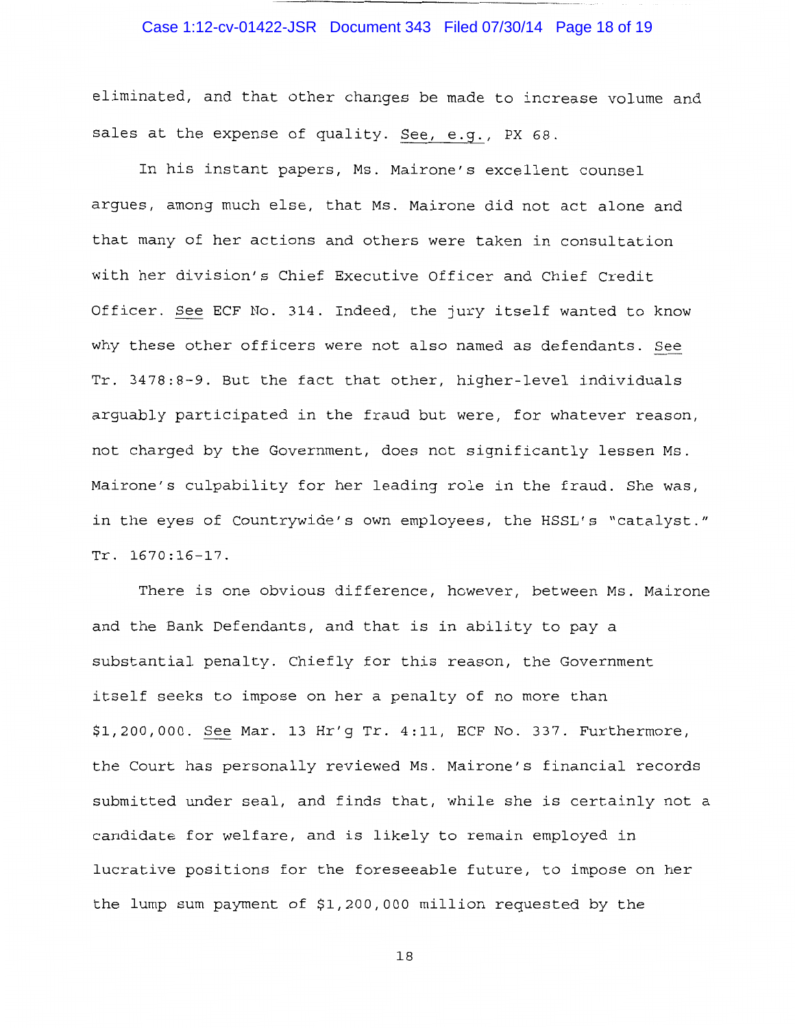eliminated, and that other changes be made to increase volume and sales at the expense of quality. See, e.g., PX 68.

In his instant papers, Ms. Mairone's excellent counsel argues, among much else, that Ms. Mairone did not act alone and that many of her actions and others were taken in consultation with her division's Chief Executive Officer and Chief Credit Officer. See ECF No. 314. Indeed, the jury itself wanted to know why these other officers were not also named as defendants. See Tr. 3478:8-9. But the fact that other, higher-level individuals arguably participated in the fraud but were, for whatever reason, not charged by the Government, does not significantly lessen Ms. Mairone's culpability for her leading role in the fraud. She was, in the eyes of Countrywide's own employees, the HSSL's "catalyst." Tr. 1670:16-17.

There is one obvious difference, however, between Ms. Mairone and the Bank Defendants, and that is in ability to pay a substantial penalty. Chiefly for this reason, the Government itself seeks to impose on her a penalty of no more than $1,200,000. See Mar. 13 Hr'g Tr. 4:11, ECF No. 337. Furthermore, the Court has personally reviewed Ms. Mairone's financial records submitted under seal, and finds that, while she is certainly not a candidate for welfare, and is likely to remain employed in lucrative positions for the foreseeable future, to impose on her the lump sum payment of $1,200,000 million requested by the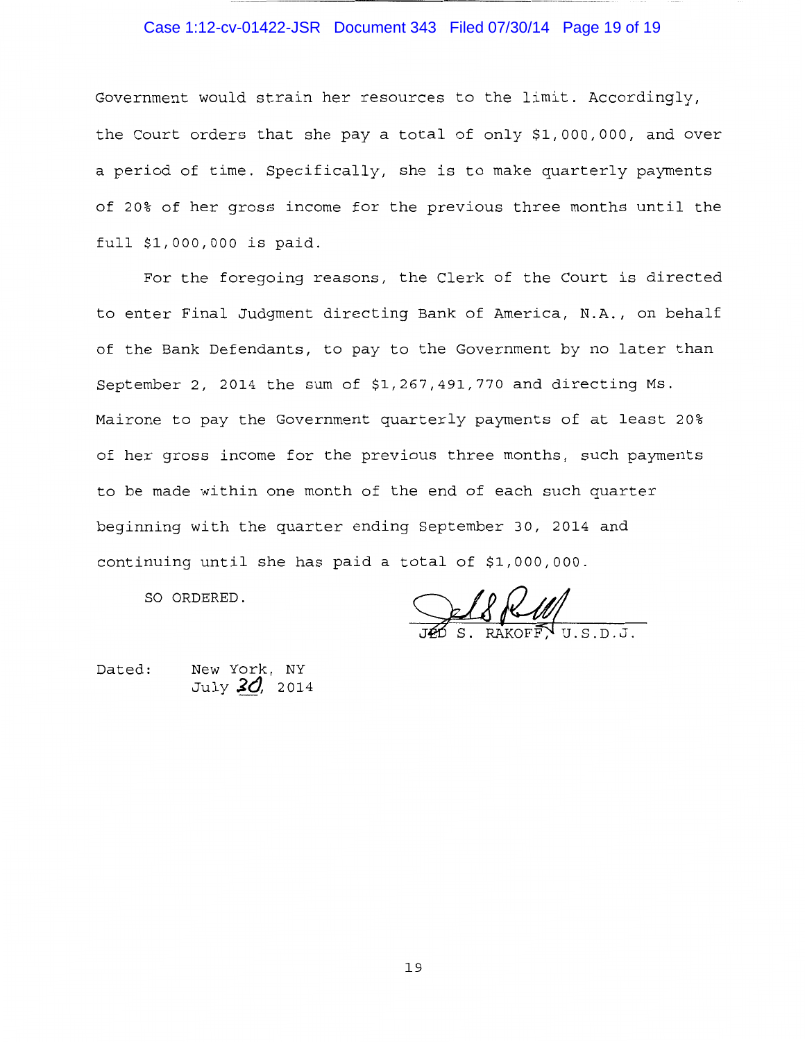Government would strain her resources to the limit. Accordingly, the Court orders that she pay a total of only $1,000,000, and over a period of time. Specifically, she is to make quarterly payments of 20% of her gross income for the previous three months until the full $1,000,000 is paid.

For the foregoing reasons, the Clerk of the Court is directed to enter Final Judgment directing Bank of America, N.A., on behalf of the Bank Defendants, to pay to the Government by no later than September 2, 2014 the sum of $1,267,491,770 and directing Ms. Mairone to pay the Government quarterly payments of at least 20% of her gross income for the previous three months, such payments to be made within one month of the end of each such quarter beginning with the quarter ending September 30, 2014 and continuing until she has paid a total of $1,000,000.

SO ORDERED.

JED S. RAKOFF, U.S.D.J.

Dated: New York, NY
July 30, 2014